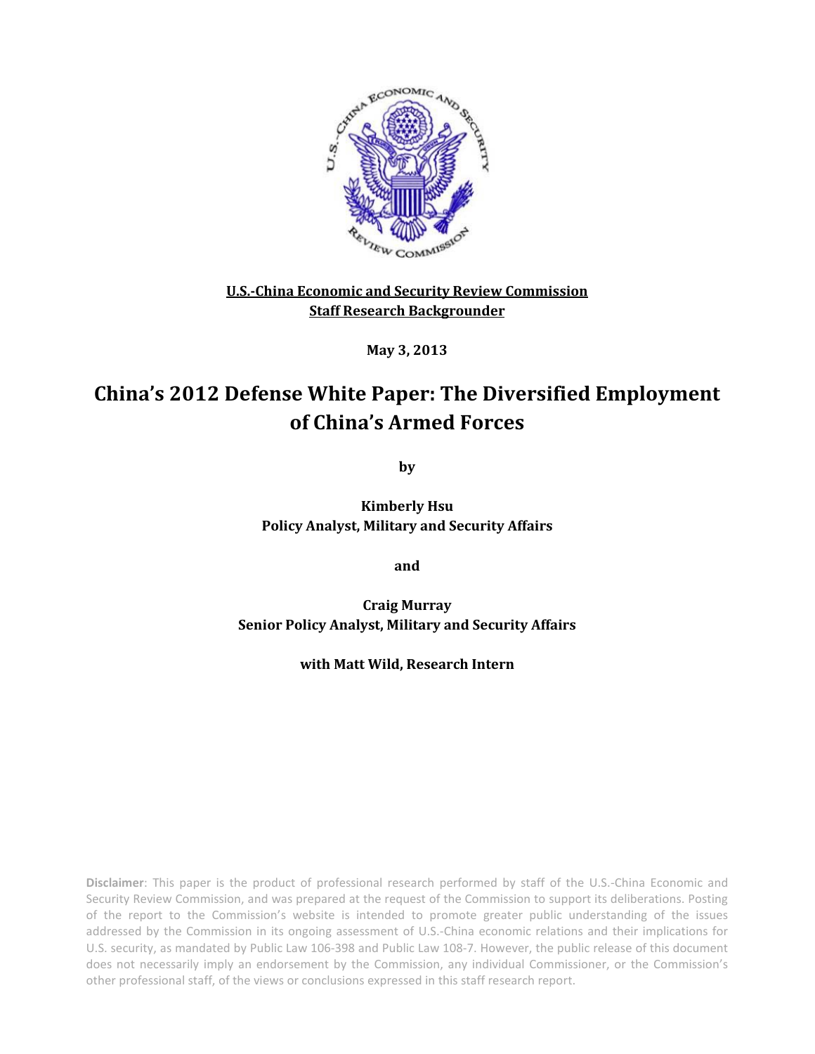**U.S.-China Economic and Security Review Commission**
**Staff Research Backgrounder**

**May 3, 2013**

# China's 2012 Defense White Paper: The Diversified Employment of China's Armed Forces

**by**

**Kimberly Hsu**
**Policy Analyst, Military and Security Affairs**

**and**

**Craig Murray**
**Senior Policy Analyst, Military and Security Affairs**

**with Matt Wild, Research Intern**

**Disclaimer**: This paper is the product of professional research performed by staff of the U.S.-China Economic and Security Review Commission, and was prepared at the request of the Commission to support its deliberations. Posting of the report to the Commission's website is intended to promote greater public understanding of the issues addressed by the Commission in its ongoing assessment of U.S.-China economic relations and their implications for U.S. security, as mandated by Public Law 106-398 and Public Law 108-7. However, the public release of this document does not necessarily imply an endorsement by the Commission, any individual Commissioner, or the Commission's other professional staff, of the views or conclusions expressed in this staff research report.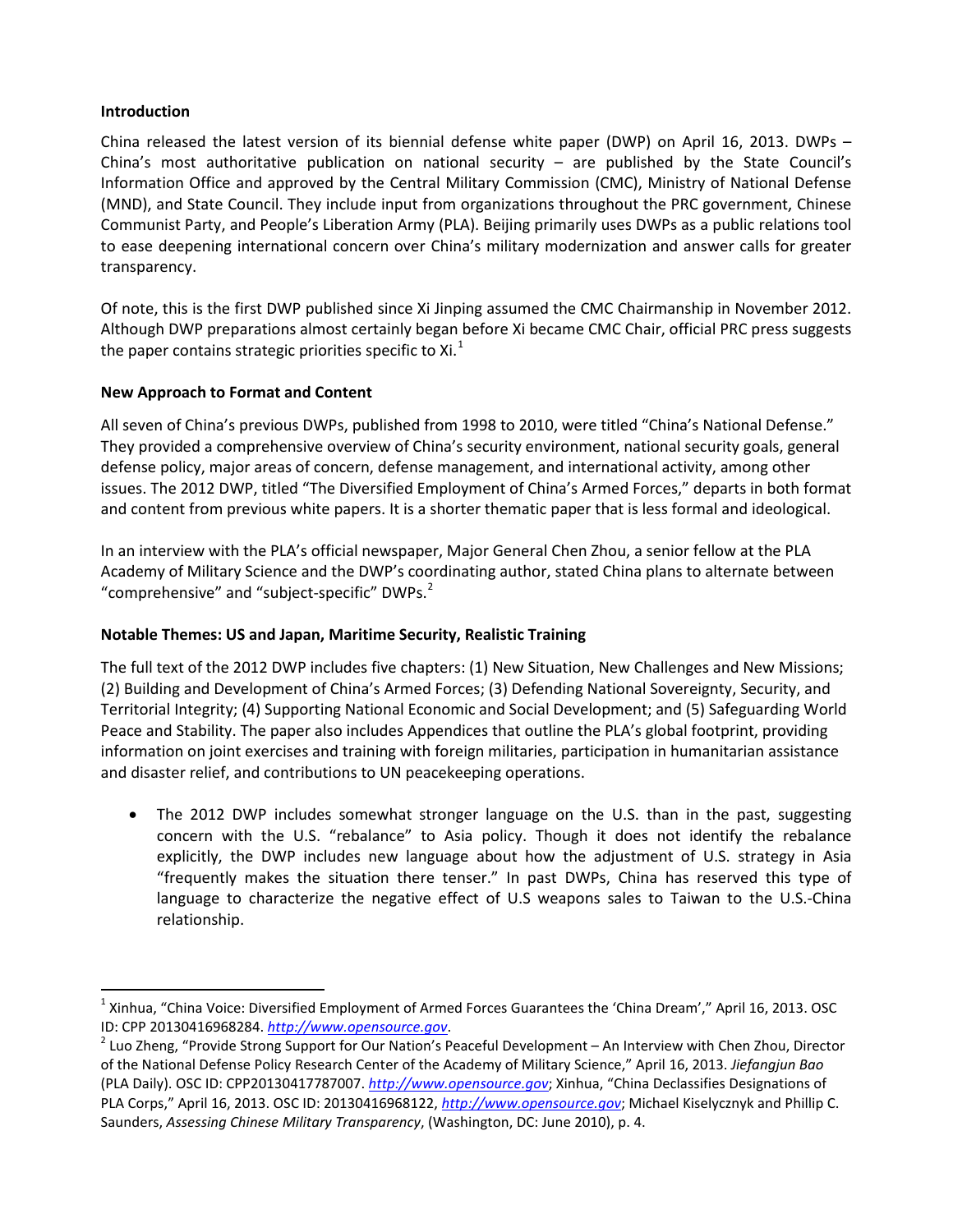**Introduction**

China released the latest version of its biennial defense white paper (DWP) on April 16, 2013. DWPs – China's most authoritative publication on national security – are published by the State Council's Information Office and approved by the Central Military Commission (CMC), Ministry of National Defense (MND), and State Council. They include input from organizations throughout the PRC government, Chinese Communist Party, and People's Liberation Army (PLA). Beijing primarily uses DWPs as a public relations tool to ease deepening international concern over China's military modernization and answer calls for greater transparency.

Of note, this is the first DWP published since Xi Jinping assumed the CMC Chairmanship in November 2012. Although DWP preparations almost certainly began before Xi became CMC Chair, official PRC press suggests the paper contains strategic priorities specific to Xi.[1]

**New Approach to Format and Content**

All seven of China's previous DWPs, published from 1998 to 2010, were titled "China's National Defense." They provided a comprehensive overview of China's security environment, national security goals, general defense policy, major areas of concern, defense management, and international activity, among other issues. The 2012 DWP, titled "The Diversified Employment of China's Armed Forces," departs in both format and content from previous white papers. It is a shorter thematic paper that is less formal and ideological.

In an interview with the PLA's official newspaper, Major General Chen Zhou, a senior fellow at the PLA Academy of Military Science and the DWP's coordinating author, stated China plans to alternate between "comprehensive" and "subject-specific" DWPs.[2]

**Notable Themes: US and Japan, Maritime Security, Realistic Training**

The full text of the 2012 DWP includes five chapters: (1) New Situation, New Challenges and New Missions; (2) Building and Development of China's Armed Forces; (3) Defending National Sovereignty, Security, and Territorial Integrity; (4) Supporting National Economic and Social Development; and (5) Safeguarding World Peace and Stability. The paper also includes Appendices that outline the PLA's global footprint, providing information on joint exercises and training with foreign militaries, participation in humanitarian assistance and disaster relief, and contributions to UN peacekeeping operations.

- The 2012 DWP includes somewhat stronger language on the U.S. than in the past, suggesting concern with the U.S. "rebalance" to Asia policy. Though it does not identify the rebalance explicitly, the DWP includes new language about how the adjustment of U.S. strategy in Asia "frequently makes the situation there tenser." In past DWPs, China has reserved this type of language to characterize the negative effect of U.S weapons sales to Taiwan to the U.S.-China relationship.

---

[1] Xinhua, "China Voice: Diversified Employment of Armed Forces Guarantees the 'China Dream'," April 16, 2013. OSC ID: CPP 20130416968284. *http://www.opensource.gov*.

[2] Luo Zheng, "Provide Strong Support for Our Nation's Peaceful Development – An Interview with Chen Zhou, Director of the National Defense Policy Research Center of the Academy of Military Science," April 16, 2013. *Jiefangjun Bao* (PLA Daily). OSC ID: CPP20130417787007. *http://www.opensource.gov*; Xinhua, "China Declassifies Designations of PLA Corps," April 16, 2013. OSC ID: 20130416968122, *http://www.opensource.gov*; Michael Kiselycznyk and Phillip C. Saunders, *Assessing Chinese Military Transparency*, (Washington, DC: June 2010), p. 4.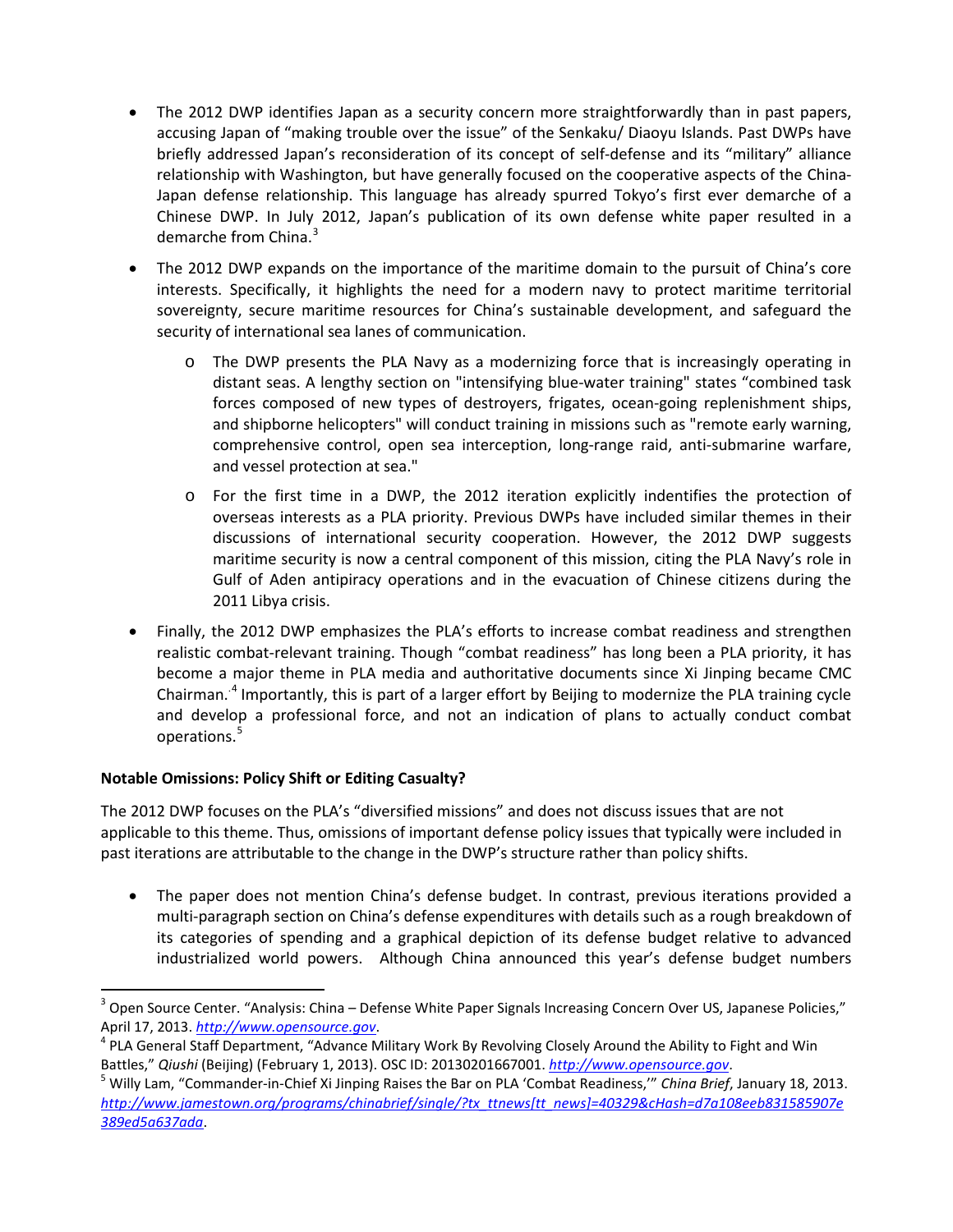- The 2012 DWP identifies Japan as a security concern more straightforwardly than in past papers, accusing Japan of "making trouble over the issue" of the Senkaku/ Diaoyu Islands. Past DWPs have briefly addressed Japan's reconsideration of its concept of self-defense and its "military" alliance relationship with Washington, but have generally focused on the cooperative aspects of the China-Japan defense relationship. This language has already spurred Tokyo's first ever demarche of a Chinese DWP. In July 2012, Japan's publication of its own defense white paper resulted in a demarche from China.[3]

- The 2012 DWP expands on the importance of the maritime domain to the pursuit of China's core interests. Specifically, it highlights the need for a modern navy to protect maritime territorial sovereignty, secure maritime resources for China's sustainable development, and safeguard the security of international sea lanes of communication.
    - The DWP presents the PLA Navy as a modernizing force that is increasingly operating in distant seas. A lengthy section on "intensifying blue-water training" states "combined task forces composed of new types of destroyers, frigates, ocean-going replenishment ships, and shipborne helicopters" will conduct training in missions such as "remote early warning, comprehensive control, open sea interception, long-range raid, anti-submarine warfare, and vessel protection at sea."
    - For the first time in a DWP, the 2012 iteration explicitly indentifies the protection of overseas interests as a PLA priority. Previous DWPs have included similar themes in their discussions of international security cooperation. However, the 2012 DWP suggests maritime security is now a central component of this mission, citing the PLA Navy's role in Gulf of Aden antipiracy operations and in the evacuation of Chinese citizens during the 2011 Libya crisis.

- Finally, the 2012 DWP emphasizes the PLA's efforts to increase combat readiness and strengthen realistic combat-relevant training. Though "combat readiness" has long been a PLA priority, it has become a major theme in PLA media and authoritative documents since Xi Jinping became CMC Chairman.[4] Importantly, this is part of a larger effort by Beijing to modernize the PLA training cycle and develop a professional force, and not an indication of plans to actually conduct combat operations.[5]

**Notable Omissions: Policy Shift or Editing Casualty?**

The 2012 DWP focuses on the PLA's "diversified missions" and does not discuss issues that are not applicable to this theme. Thus, omissions of important defense policy issues that typically were included in past iterations are attributable to the change in the DWP's structure rather than policy shifts.

- The paper does not mention China's defense budget. In contrast, previous iterations provided a multi-paragraph section on China's defense expenditures with details such as a rough breakdown of its categories of spending and a graphical depiction of its defense budget relative to advanced industrialized world powers. Although China announced this year's defense budget numbers

---

[3] Open Source Center. "Analysis: China – Defense White Paper Signals Increasing Concern Over US, Japanese Policies," April 17, 2013. *http://www.opensource.gov*.

[4] PLA General Staff Department, "Advance Military Work By Revolving Closely Around the Ability to Fight and Win Battles," *Qiushi* (Beijing) (February 1, 2013). OSC ID: 20130201667001. *http://www.opensource.gov*.

[5] Willy Lam, "Commander-in-Chief Xi Jinping Raises the Bar on PLA 'Combat Readiness,'" *China Brief*, January 18, 2013. *http://www.jamestown.org/programs/chinabrief/single/?tx_ttnews[tt_news]=40329&cHash=d7a108eeb831585907e389ed5a637ada*.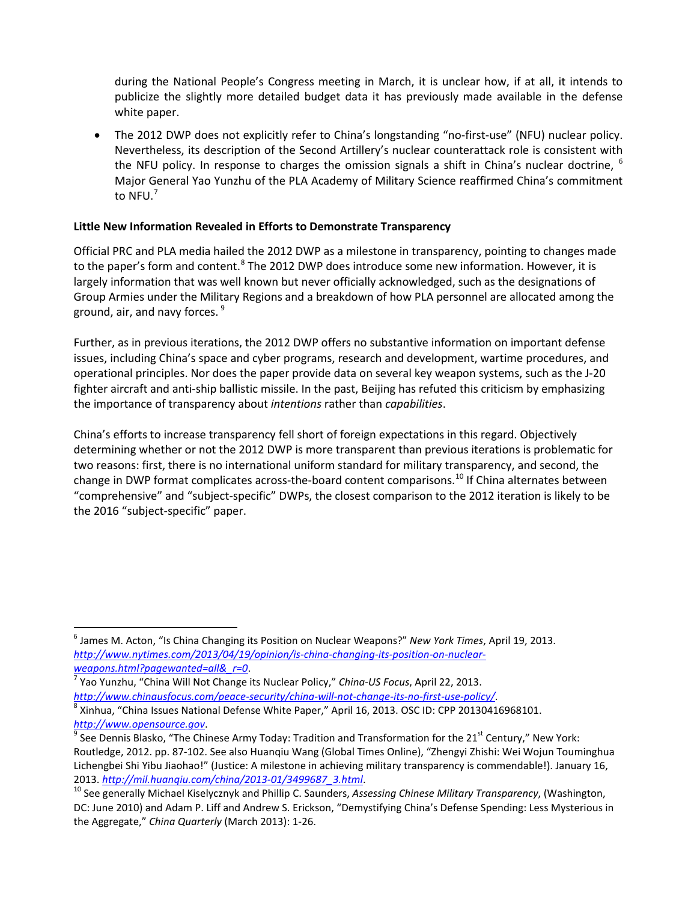during the National People's Congress meeting in March, it is unclear how, if at all, it intends to publicize the slightly more detailed budget data it has previously made available in the defense white paper.

- The 2012 DWP does not explicitly refer to China's longstanding "no-first-use" (NFU) nuclear policy. Nevertheless, its description of the Second Artillery's nuclear counterattack role is consistent with the NFU policy. In response to charges the omission signals a shift in China's nuclear doctrine, [6] Major General Yao Yunzhu of the PLA Academy of Military Science reaffirmed China's commitment to NFU.[7]

**Little New Information Revealed in Efforts to Demonstrate Transparency**

Official PRC and PLA media hailed the 2012 DWP as a milestone in transparency, pointing to changes made to the paper's form and content.[8] The 2012 DWP does introduce some new information. However, it is largely information that was well known but never officially acknowledged, such as the designations of Group Armies under the Military Regions and a breakdown of how PLA personnel are allocated among the ground, air, and navy forces. [9]

Further, as in previous iterations, the 2012 DWP offers no substantive information on important defense issues, including China's space and cyber programs, research and development, wartime procedures, and operational principles. Nor does the paper provide data on several key weapon systems, such as the J-20 fighter aircraft and anti-ship ballistic missile. In the past, Beijing has refuted this criticism by emphasizing the importance of transparency about *intentions* rather than *capabilities*.

China's efforts to increase transparency fell short of foreign expectations in this regard. Objectively determining whether or not the 2012 DWP is more transparent than previous iterations is problematic for two reasons: first, there is no international uniform standard for military transparency, and second, the change in DWP format complicates across-the-board content comparisons.[10] If China alternates between "comprehensive" and "subject-specific" DWPs, the closest comparison to the 2012 iteration is likely to be the 2016 "subject-specific" paper.

---

[6] James M. Acton, "Is China Changing its Position on Nuclear Weapons?" *New York Times*, April 19, 2013. *http://www.nytimes.com/2013/04/19/opinion/is-china-changing-its-position-on-nuclear-weapons.html?pagewanted=all&_r=0*.

[7] Yao Yunzhu, "China Will Not Change its Nuclear Policy," *China-US Focus*, April 22, 2013. *http://www.chinausfocus.com/peace-security/china-will-not-change-its-no-first-use-policy/*.

[8] Xinhua, "China Issues National Defense White Paper," April 16, 2013. OSC ID: CPP 20130416968101. *http://www.opensource.gov*.

[9] See Dennis Blasko, "The Chinese Army Today: Tradition and Transformation for the 21st Century," New York: Routledge, 2012. pp. 87-102. See also Huanqiu Wang (Global Times Online), "Zhengyi Zhishi: Wei Wojun Touminghua Lichengbei Shi Yibu Jiaohao!" (Justice: A milestone in achieving military transparency is commendable!). January 16, 2013. *http://mil.huanqiu.com/china/2013-01/3499687_3.html*.

[10] See generally Michael Kiselycznyk and Phillip C. Saunders, *Assessing Chinese Military Transparency*, (Washington, DC: June 2010) and Adam P. Liff and Andrew S. Erickson, "Demystifying China's Defense Spending: Less Mysterious in the Aggregate," *China Quarterly* (March 2013): 1-26.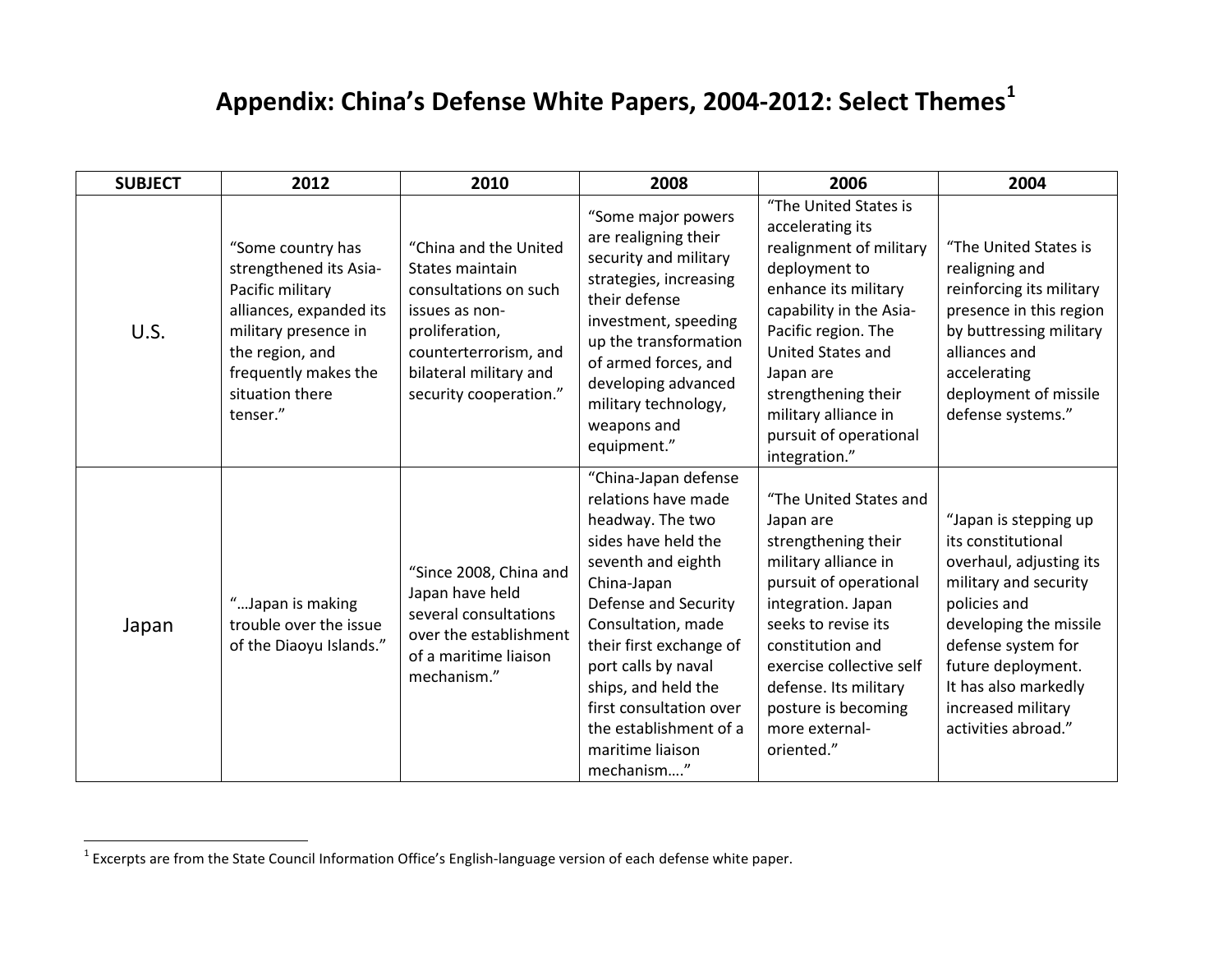# Appendix: China's Defense White Papers, 2004-2012: Select Themes[1]

| SUBJECT | 2012 | 2010 | 2008 | 2006 | 2004 |
|---|---|---|---|---|---|
| U.S. | "Some country has strengthened its Asia-Pacific military alliances, expanded its military presence in the region, and frequently makes the situation there tenser." | "China and the United States maintain consultations on such issues as non-proliferation, counterterrorism, and bilateral military and security cooperation." | "Some major powers are realigning their security and military strategies, increasing their defense investment, speeding up the transformation of armed forces, and developing advanced military technology, weapons and equipment." | "The United States is accelerating its realignment of military deployment to enhance its military capability in the Asia-Pacific region. The United States and Japan are strengthening their military alliance in pursuit of operational integration." | "The United States is realigning and reinforcing its military presence in this region by buttressing military alliances and accelerating deployment of missile defense systems." |
| Japan | "…Japan is making trouble over the issue of the Diaoyu Islands." | "Since 2008, China and Japan have held several consultations over the establishment of a maritime liaison mechanism." | "China-Japan defense relations have made headway. The two sides have held the seventh and eighth China-Japan Defense and Security Consultation, made their first exchange of port calls by naval ships, and held the first consultation over the establishment of a maritime liaison mechanism…." | "The United States and Japan are strengthening their military alliance in pursuit of operational integration. Japan seeks to revise its constitution and exercise collective self defense. Its military posture is becoming more external-oriented." | "Japan is stepping up its constitutional overhaul, adjusting its military and security policies and developing the missile defense system for future deployment. It has also markedly increased military activities abroad." |

[1] Excerpts are from the State Council Information Office's English-language version of each defense white paper.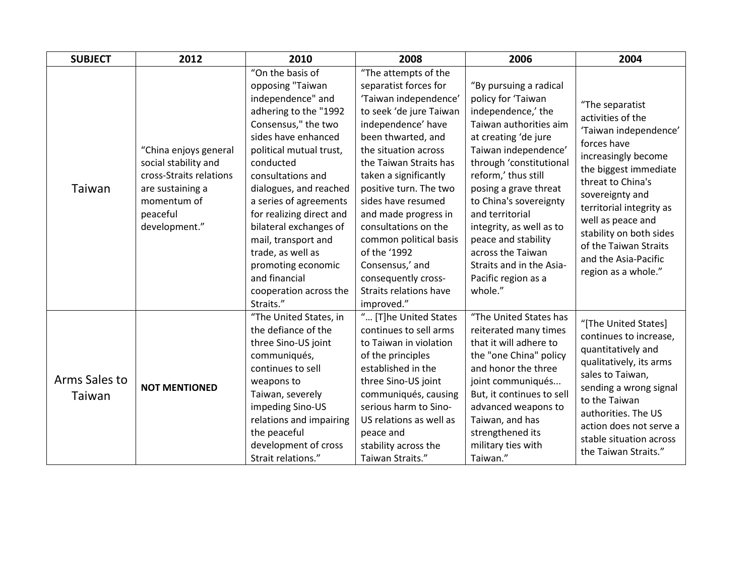| SUBJECT | 2012 | 2010 | 2008 | 2006 | 2004 |
|---|---|---|---|---|---|
| Taiwan | "China enjoys general social stability and cross-Straits relations are sustaining a momentum of peaceful development." | "On the basis of opposing "Taiwan independence" and adhering to the "1992 Consensus," the two sides have enhanced political mutual trust, conducted consultations and dialogues, and reached a series of agreements for realizing direct and bilateral exchanges of mail, transport and trade, as well as promoting economic and financial cooperation across the Straits." | "The attempts of the separatist forces for 'Taiwan independence' to seek 'de jure Taiwan independence' have been thwarted, and the situation across the Taiwan Straits has taken a significantly positive turn. The two sides have resumed and made progress in consultations on the common political basis of the '1992 Consensus,' and consequently cross-Straits relations have improved." | "By pursuing a radical policy for 'Taiwan independence,' the Taiwan authorities aim at creating 'de jure Taiwan independence' through 'constitutional reform,' thus still posing a grave threat to China's sovereignty and territorial integrity, as well as to peace and stability across the Taiwan Straits and in the Asia-Pacific region as a whole." | "The separatist activities of the 'Taiwan independence' forces have increasingly become the biggest immediate threat to China's sovereignty and territorial integrity as well as peace and stability on both sides of the Taiwan Straits and the Asia-Pacific region as a whole." |
| Arms Sales to Taiwan | **NOT MENTIONED** | "The United States, in the defiance of the three Sino-US joint communiqués, continues to sell weapons to Taiwan, severely impeding Sino-US relations and impairing the peaceful development of cross Strait relations." | "… [T]he United States continues to sell arms to Taiwan in violation of the principles established in the three Sino-US joint communiqués, causing serious harm to Sino-US relations as well as peace and stability across the Taiwan Straits." | "The United States has reiterated many times that it will adhere to the "one China" policy and honor the three joint communiqués... But, it continues to sell advanced weapons to Taiwan, and has strengthened its military ties with Taiwan." | "[The United States] continues to increase, quantitatively and qualitatively, its arms sales to Taiwan, sending a wrong signal to the Taiwan authorities. The US action does not serve a stable situation across the Taiwan Straits." |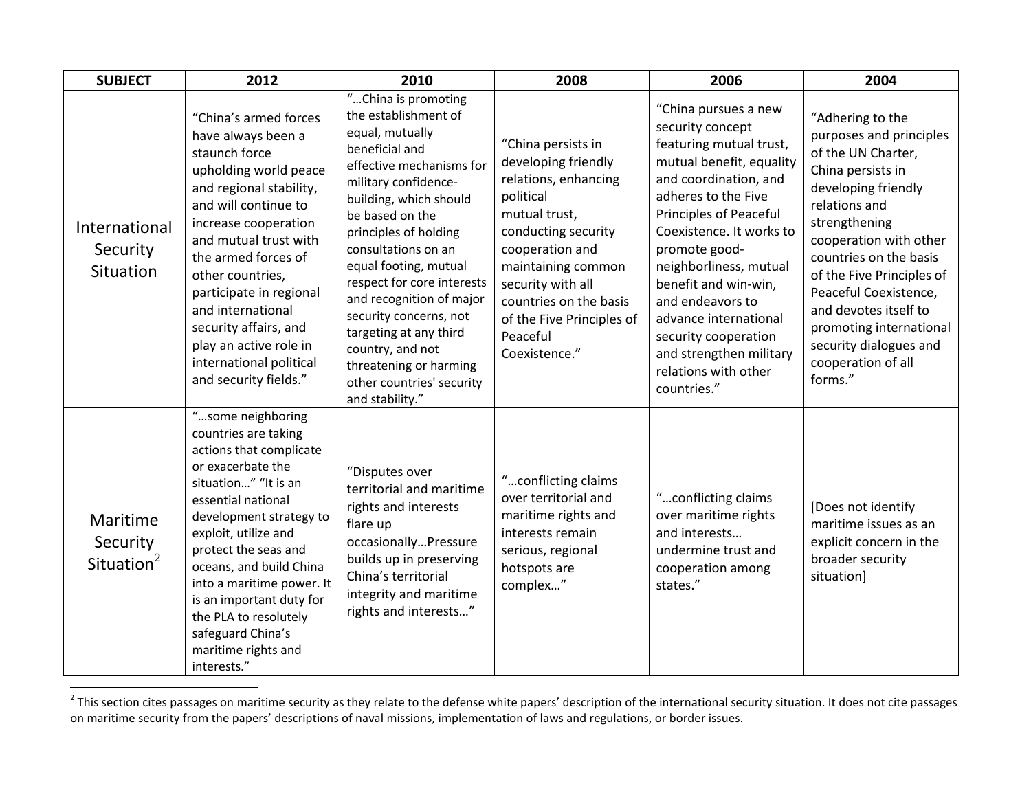| SUBJECT | 2012 | 2010 | 2008 | 2006 | 2004 |
|---|---|---|---|---|---|
| International Security Situation | "China's armed forces have always been a staunch force upholding world peace and regional stability, and will continue to increase cooperation and mutual trust with the armed forces of other countries, participate in regional and international security affairs, and play an active role in international political and security fields." | "…China is promoting the establishment of equal, mutually beneficial and effective mechanisms for military confidence-building, which should be based on the principles of holding consultations on an equal footing, mutual respect for core interests and recognition of major security concerns, not targeting at any third country, and not threatening or harming other countries' security and stability." | "China persists in developing friendly relations, enhancing political mutual trust, conducting security cooperation and maintaining common security with all countries on the basis of the Five Principles of Peaceful Coexistence." | "China pursues a new security concept featuring mutual trust, mutual benefit, equality and coordination, and adheres to the Five Principles of Peaceful Coexistence. It works to promote good-neighborliness, mutual benefit and win-win, and endeavors to advance international security cooperation and strengthen military relations with other countries." | "Adhering to the purposes and principles of the UN Charter, China persists in developing friendly relations and strengthening cooperation with other countries on the basis of the Five Principles of Peaceful Coexistence, and devotes itself to promoting international security dialogues and cooperation of all forms." |
| Maritime Security Situation[2] | "…some neighboring countries are taking actions that complicate or exacerbate the situation…" "It is an essential national development strategy to exploit, utilize and protect the seas and oceans, and build China into a maritime power. It is an important duty for the PLA to resolutely safeguard China's maritime rights and interests." | "Disputes over territorial and maritime rights and interests flare up occasionally…Pressure builds up in preserving China's territorial integrity and maritime rights and interests…" | "…conflicting claims over territorial and maritime rights and interests remain serious, regional hotspots are complex…" | "…conflicting claims over maritime rights and interests… undermine trust and cooperation among states." | [Does not identify maritime issues as an explicit concern in the broader security situation] |

[2] This section cites passages on maritime security as they relate to the defense white papers' description of the international security situation. It does not cite passages on maritime security from the papers' descriptions of naval missions, implementation of laws and regulations, or border issues.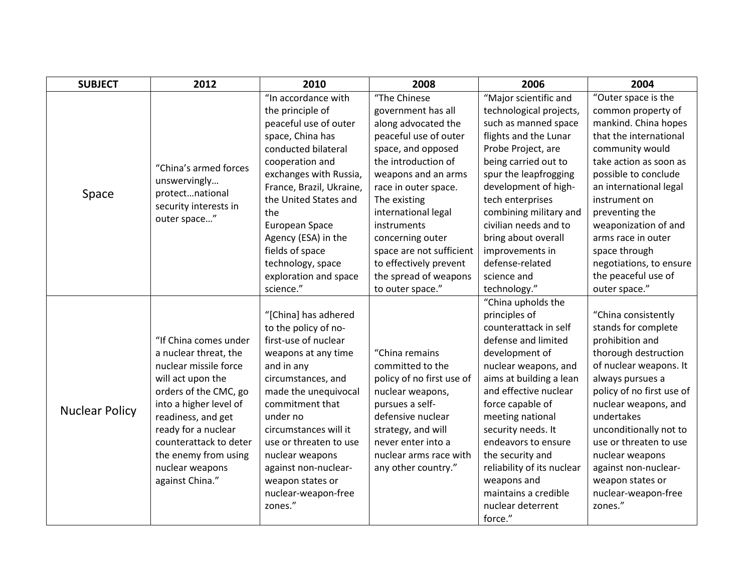| SUBJECT | 2012 | 2010 | 2008 | 2006 | 2004 |
|---|---|---|---|---|---|
| Space | "China's armed forces unswervingly… protect…national security interests in outer space…" | "In accordance with the principle of peaceful use of outer space, China has conducted bilateral cooperation and exchanges with Russia, France, Brazil, Ukraine, the United States and the European Space Agency (ESA) in the fields of space technology, space exploration and space science." | "The Chinese government has all along advocated the peaceful use of outer space, and opposed the introduction of weapons and an arms race in outer space. The existing international legal instruments concerning outer space are not sufficient to effectively prevent the spread of weapons to outer space." | "Major scientific and technological projects, such as manned space flights and the Lunar Probe Project, are being carried out to spur the leapfrogging development of high-tech enterprises combining military and civilian needs and to bring about overall improvements in defense-related science and technology." | "Outer space is the common property of mankind. China hopes that the international community would take action as soon as possible to conclude an international legal instrument on preventing the weaponization of and arms race in outer space through negotiations, to ensure the peaceful use of outer space." |
| Nuclear Policy | "If China comes under a nuclear threat, the nuclear missile force will act upon the orders of the CMC, go into a higher level of readiness, and get ready for a nuclear counterattack to deter the enemy from using nuclear weapons against China." | "[China] has adhered to the policy of no-first-use of nuclear weapons at any time and in any circumstances, and made the unequivocal commitment that under no circumstances will it use or threaten to use nuclear weapons against non-nuclear-weapon states or nuclear-weapon-free zones." | "China remains committed to the policy of no first use of nuclear weapons, pursues a self-defensive nuclear strategy, and will never enter into a nuclear arms race with any other country." | "China upholds the principles of counterattack in self defense and limited development of nuclear weapons, and aims at building a lean and effective nuclear force capable of meeting national security needs. It endeavors to ensure the security and reliability of its nuclear weapons and maintains a credible nuclear deterrent force." | "China consistently stands for complete prohibition and thorough destruction of nuclear weapons. It always pursues a policy of no first use of nuclear weapons, and undertakes unconditionally not to use or threaten to use nuclear weapons against non-nuclear-weapon states or nuclear-weapon-free zones." |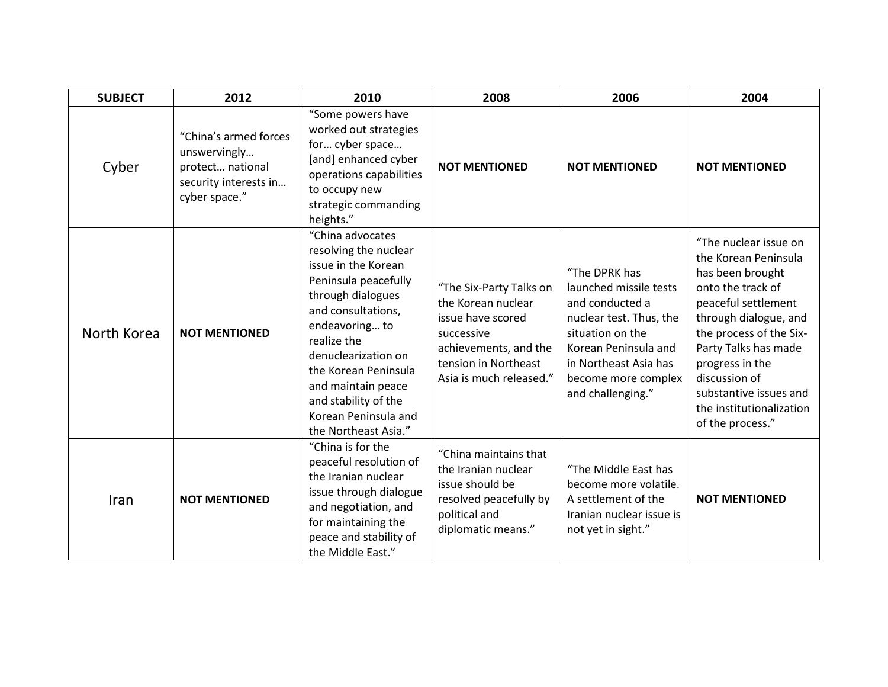| SUBJECT | 2012 | 2010 | 2008 | 2006 | 2004 |
|---|---|---|---|---|---|
| Cyber | "China's armed forces unswervingly… protect… national security interests in… cyber space." | "Some powers have worked out strategies for… cyber space… [and] enhanced cyber operations capabilities to occupy new strategic commanding heights." | **NOT MENTIONED** | **NOT MENTIONED** | **NOT MENTIONED** |
| North Korea | **NOT MENTIONED** | "China advocates resolving the nuclear issue in the Korean Peninsula peacefully through dialogues and consultations, endeavoring… to realize the denuclearization on the Korean Peninsula and maintain peace and stability of the Korean Peninsula and the Northeast Asia." | "The Six-Party Talks on the Korean nuclear issue have scored successive achievements, and the tension in Northeast Asia is much released." | "The DPRK has launched missile tests and conducted a nuclear test. Thus, the situation on the Korean Peninsula and in Northeast Asia has become more complex and challenging." | "The nuclear issue on the Korean Peninsula has been brought onto the track of peaceful settlement through dialogue, and the process of the Six-Party Talks has made progress in the discussion of substantive issues and the institutionalization of the process." |
| Iran | **NOT MENTIONED** | "China is for the peaceful resolution of the Iranian nuclear issue through dialogue and negotiation, and for maintaining the peace and stability of the Middle East." | "China maintains that the Iranian nuclear issue should be resolved peacefully by political and diplomatic means." | "The Middle East has become more volatile. A settlement of the Iranian nuclear issue is not yet in sight." | **NOT MENTIONED** |